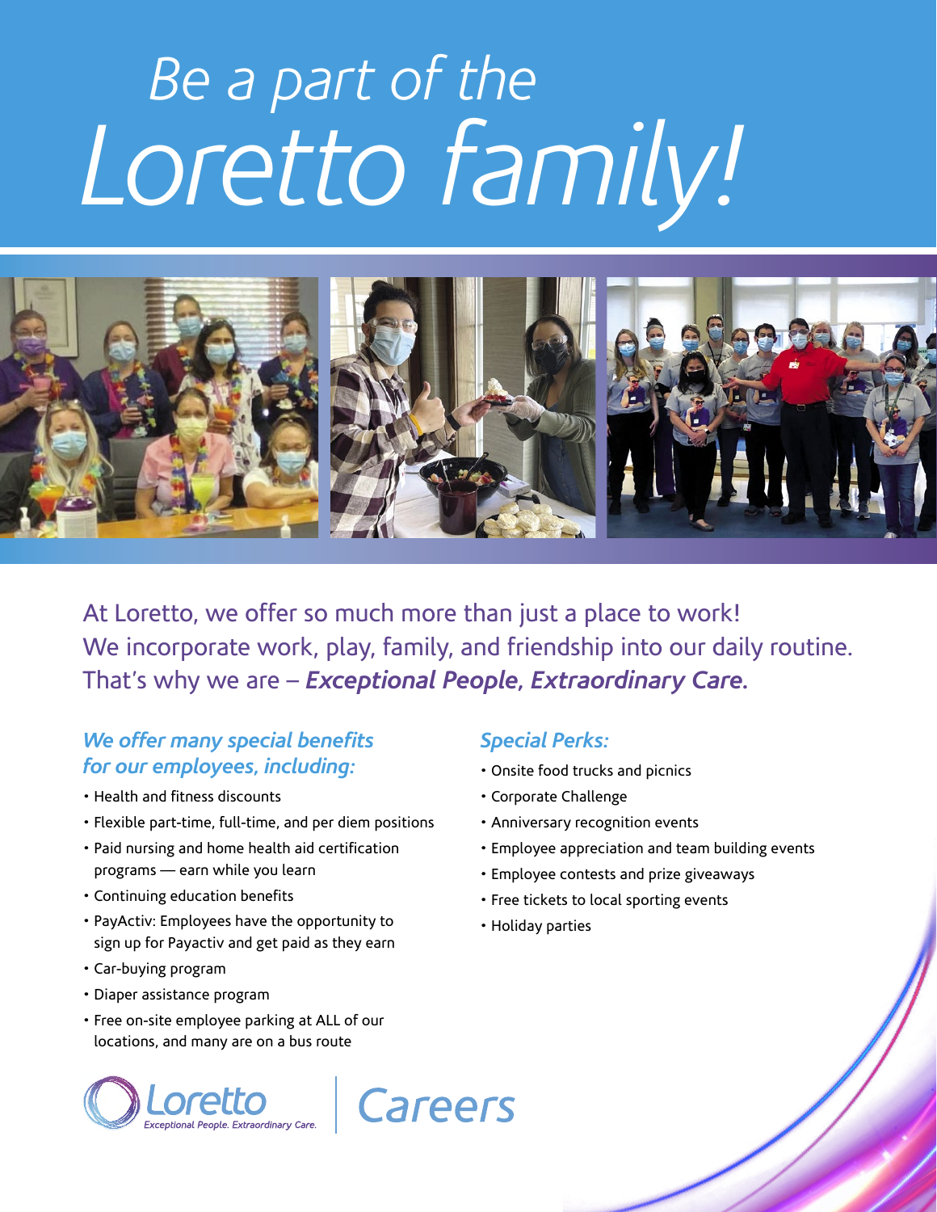# Be a part of the Loretto family!

At Loretto, we offer so much more than just a place to work! We incorporate work, play, family, and friendship into our daily routine. That's why we are – ***Exceptional People, Extraordinary Care.***

### *We offer many special benefits for our employees, including:*

- Health and fitness discounts
- Flexible part-time, full-time, and per diem positions
- Paid nursing and home health aid certification programs — earn while you learn
- Continuing education benefits
- PayActiv: Employees have the opportunity to sign up for Payactiv and get paid as they earn
- Car-buying program
- Diaper assistance program
- Free on-site employee parking at ALL of our locations, and many are on a bus route

### *Special Perks:*

- Onsite food trucks and picnics
- Corporate Challenge
- Anniversary recognition events
- Employee appreciation and team building events
- Employee contests and prize giveaways
- Free tickets to local sporting events
- Holiday parties

Loretto *Exceptional People. Extraordinary Care.* | Careers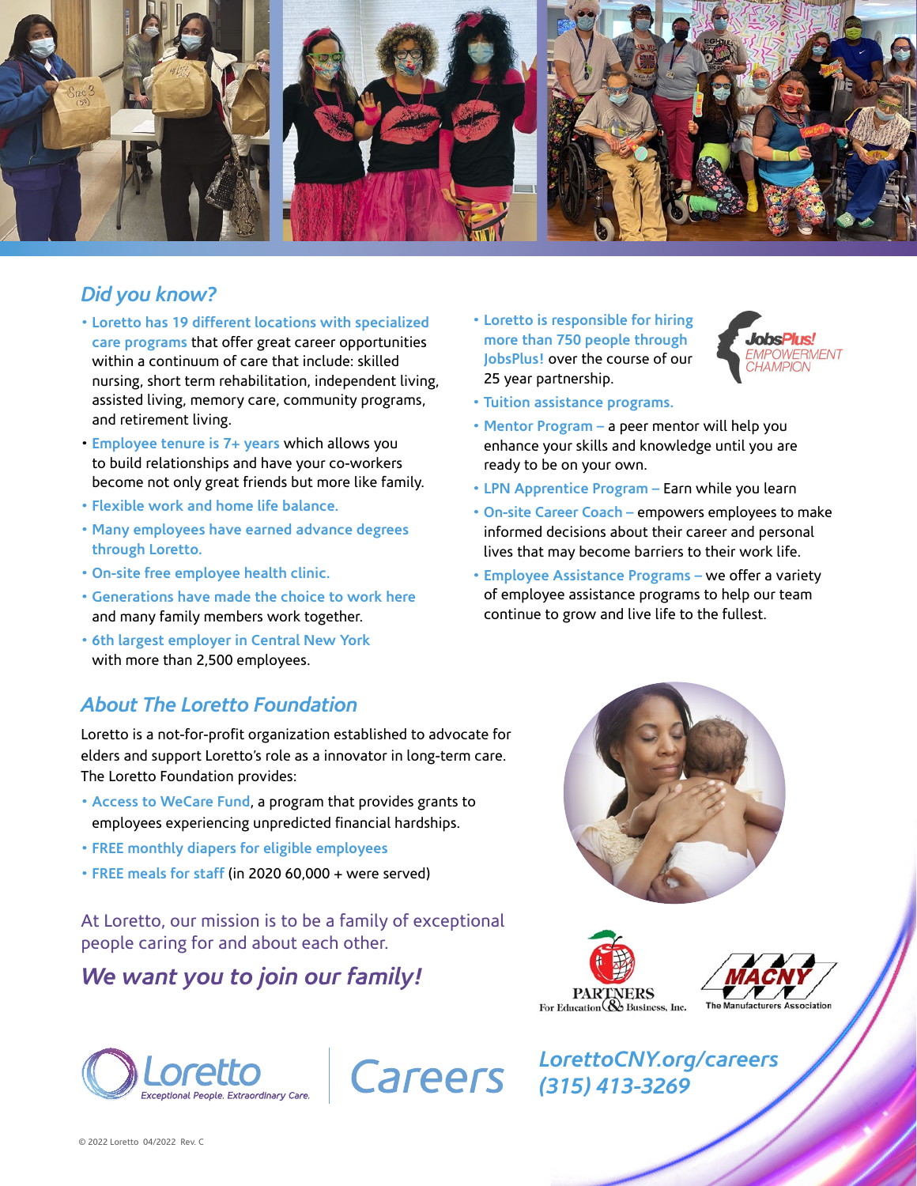## *Did you know?*

- **Loretto has 19 different locations with specialized care programs** that offer great career opportunities within a continuum of care that include: skilled nursing, short term rehabilitation, independent living, assisted living, memory care, community programs, and retirement living.
- **Employee tenure is 7+ years** which allows you to build relationships and have your co-workers become not only great friends but more like family.
- **Flexible work and home life balance.**
- **Many employees have earned advance degrees through Loretto.**
- **On-site free employee health clinic.**
- **Generations have made the choice to work here** and many family members work together.
- **6th largest employer in Central New York** with more than 2,500 employees.
- **Loretto is responsible for hiring more than 750 people through JobsPlus!** over the course of our 25 year partnership.
- **Tuition assistance programs.**
- **Mentor Program** – a peer mentor will help you enhance your skills and knowledge until you are ready to be on your own.
- **LPN Apprentice Program** – Earn while you learn
- **On-site Career Coach** – empowers employees to make informed decisions about their career and personal lives that may become barriers to their work life.
- **Employee Assistance Programs** – we offer a variety of employee assistance programs to help our team continue to grow and live life to the fullest.

JobsPlus! EMPOWERMENT CHAMPION

## *About The Loretto Foundation*

Loretto is a not-for-profit organization established to advocate for elders and support Loretto's role as a innovator in long-term care. The Loretto Foundation provides:

- **Access to WeCare Fund**, a program that provides grants to employees experiencing unpredicted financial hardships.
- **FREE monthly diapers for eligible employees**
- **FREE meals for staff** (in 2020 60,000 + were served)

At Loretto, our mission is to be a family of exceptional people caring for and about each other.

***We want you to join our family!***

PARTNERS For Education & Business, Inc.

MACNY The Manufacturers Association

Loretto *Exceptional People. Extraordinary Care.*

Careers

*LorettoCNY.org/careers*
*(315) 413-3269*

© 2022 Loretto 04/2022 Rev. C